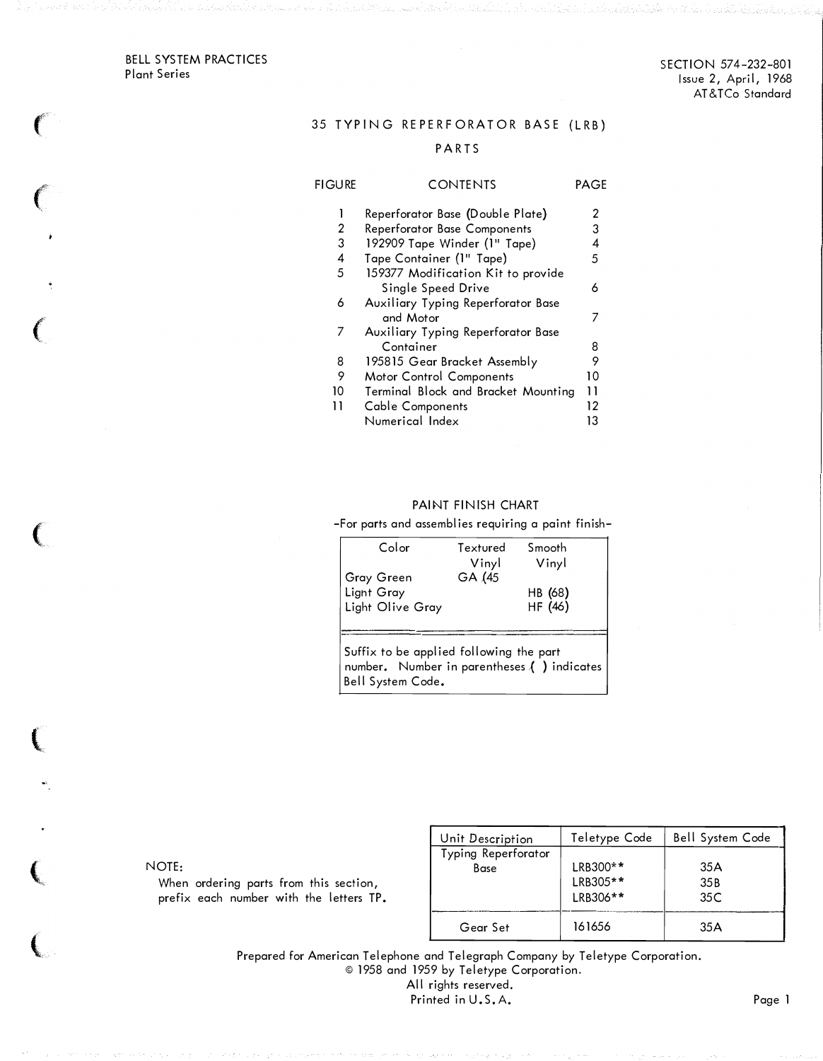BELL SYSTEM PRACTICES
Plant Series

SECTION 574-232-801
Issue 2, April, 1968
AT&TCo Standard

# 35 TYPING REPERFORATOR BASE (LRB)

## PARTS

| FIGURE | CONTENTS | PAGE |
|---|---|---|
| 1 | Reperforator Base (Double Plate) | 2 |
| 2 | Reperforator Base Components | 3 |
| 3 | 192909 Tape Winder (1" Tape) | 4 |
| 4 | Tape Container (1" Tape) | 5 |
| 5 | 159377 Modification Kit to provide Single Speed Drive | 6 |
| 6 | Auxiliary Typing Reperforator Base and Motor | 7 |
| 7 | Auxiliary Typing Reperforator Base Container | 8 |
| 8 | 195815 Gear Bracket Assembly | 9 |
| 9 | Motor Control Components | 10 |
| 10 | Terminal Block and Bracket Mounting | 11 |
| 11 | Cable Components | 12 |
| | Numerical Index | 13 |

### PAINT FINISH CHART

-For parts and assemblies requiring a paint finish-

| Color | Textured Vinyl | Smooth Vinyl |
|---|---|---|
| Gray Green | GA (45 | |
| Light Gray | | HB (68) |
| Light Olive Gray | | HF (46) |

Suffix to be applied following the part number. Number in parentheses ( ) indicates Bell System Code.

NOTE:
When ordering parts from this section, prefix each number with the letters TP.

| Unit Description | Teletype Code | Bell System Code |
|---|---|---|
| Typing Reperforator Base | LRB300**<br>LRB305**<br>LRB306** | 35A<br>35B<br>35C |
| Gear Set | 161656 | 35A |

Prepared for American Telephone and Telegraph Company by Teletype Corporation.
© 1958 and 1959 by Teletype Corporation.
All rights reserved.
Printed in U.S.A.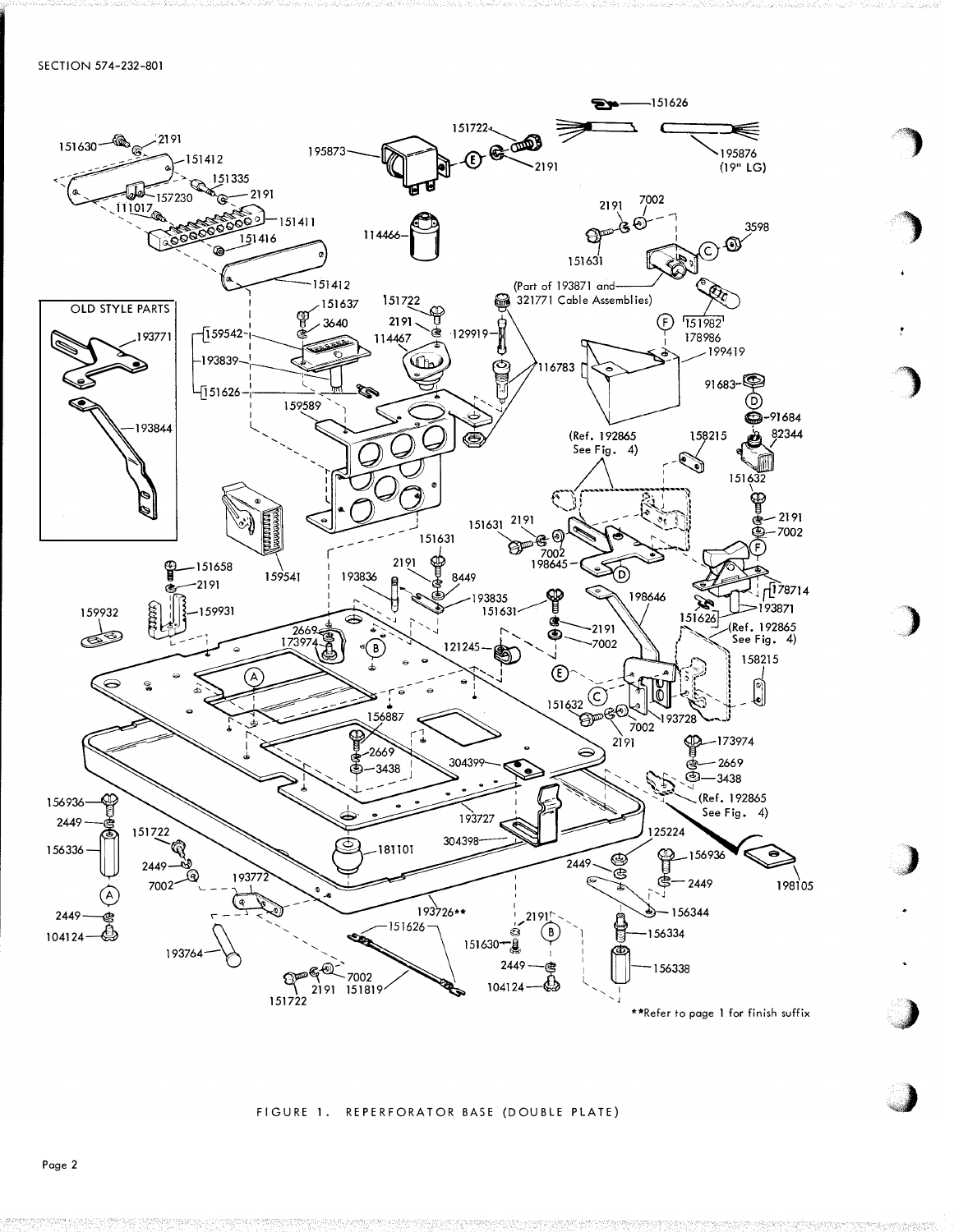FIGURE 1. REPERFORATOR BASE (DOUBLE PLATE)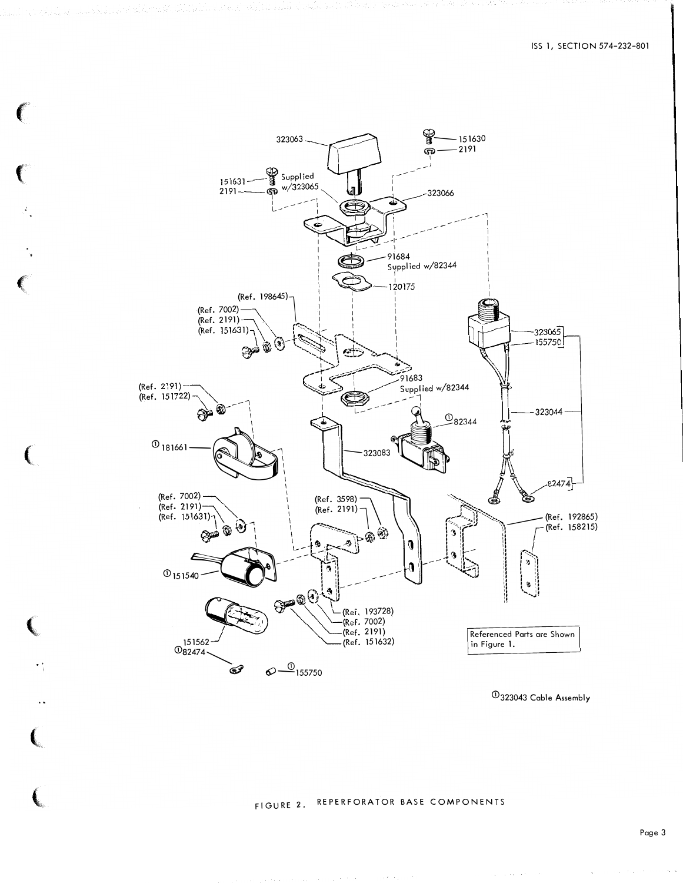323063

151630

2191

151631

2191

Supplied w/323065

323066

91684
Supplied w/82344

120175

(Ref. 198645)

(Ref. 7002)

(Ref. 2191)

(Ref. 151631)

91683
Supplied w/82344

323065

155750

323044

82474

(Ref. 2191)

(Ref. 151722)

①181661

323083

①82344

(Ref. 7002)

(Ref. 2191)

(Ref. 151631)

(Ref. 3598)

(Ref. 2191)

(Ref. 192865)

(Ref. 158215)

①151540

(Ref. 193728)

(Ref. 7002)

(Ref. 2191)

(Ref. 151632)

151562

①82474

①155750

Referenced Parts are Shown in Figure 1.

①323043 Cable Assembly

FIGURE 2. REPERFORATOR BASE COMPONENTS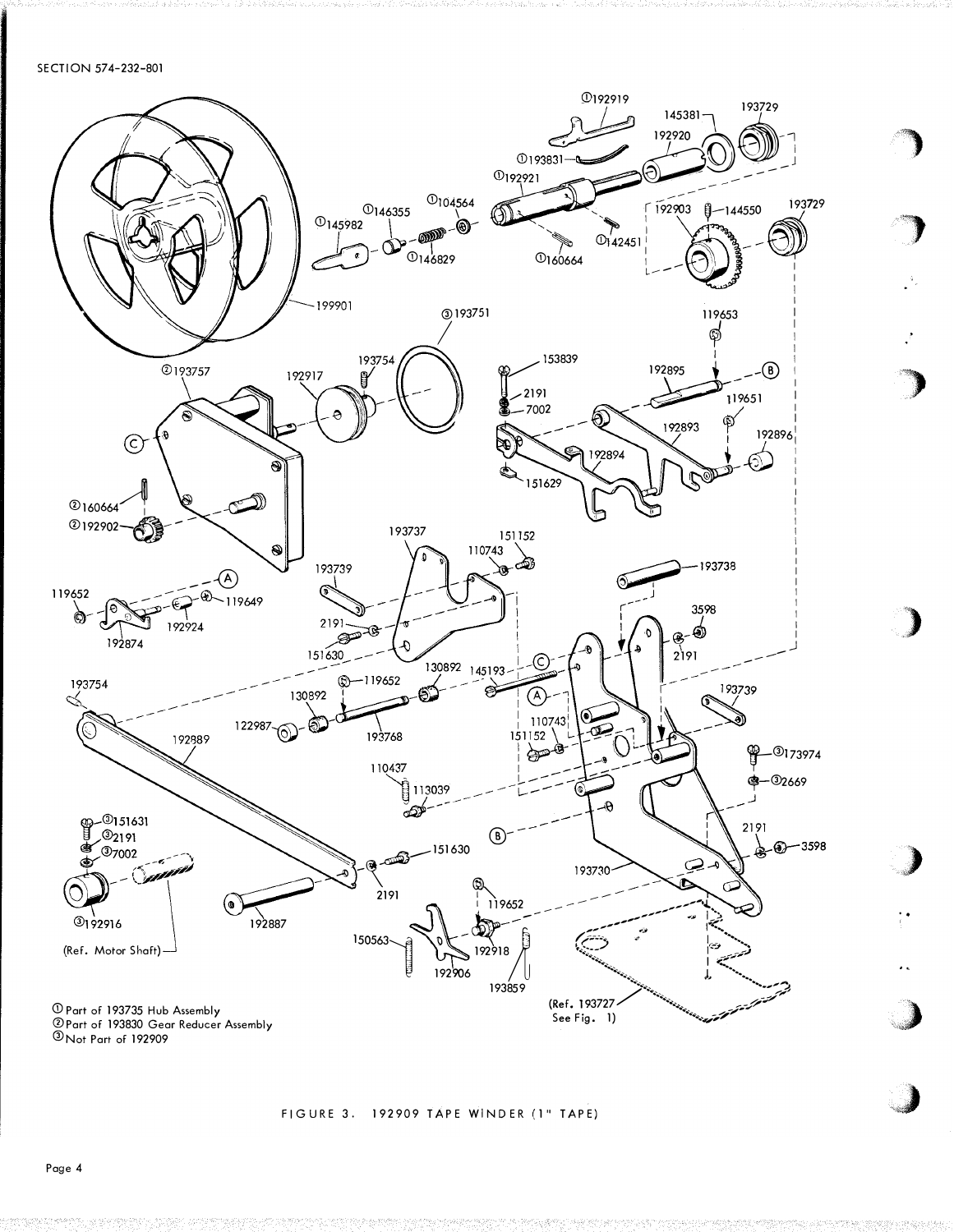① Part of 193735 Hub Assembly
② Part of 193830 Gear Reducer Assembly
③ Not Part of 192909

FIGURE 3. 192909 TAPE WINDER (1" TAPE)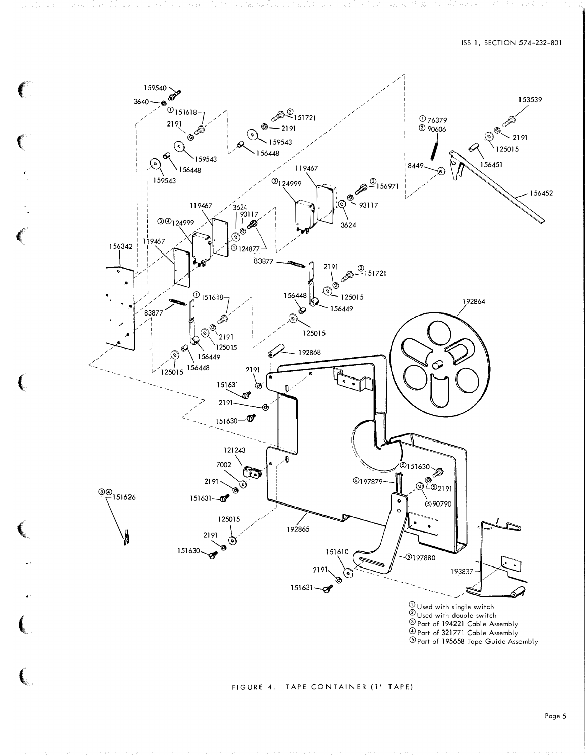① Used with single switch
② Used with double switch
③ Part of 194221 Cable Assembly
④ Part of 321771 Cable Assembly
⑤ Part of 195658 Tape Guide Assembly

FIGURE 4. TAPE CONTAINER (1" TAPE)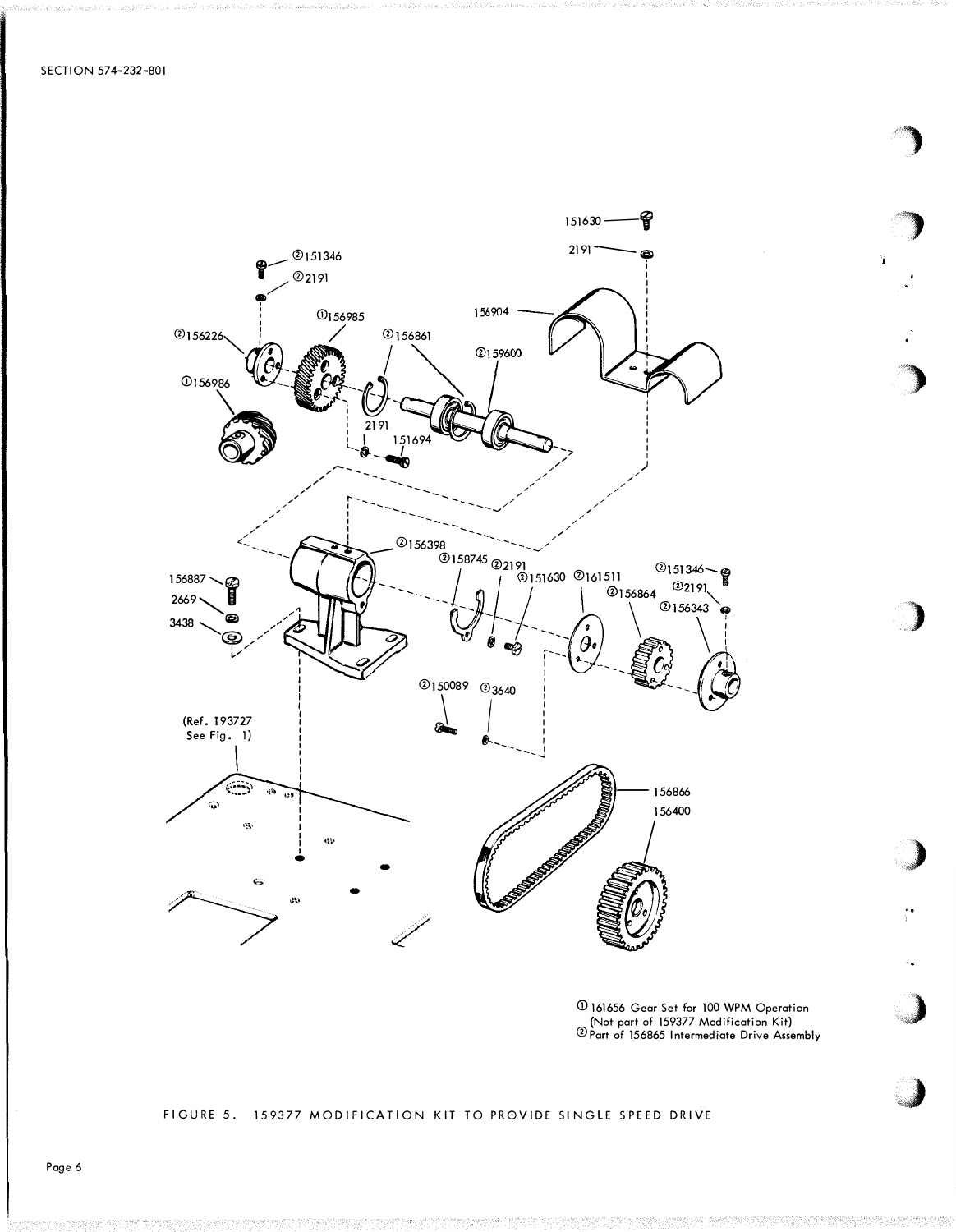① 161656 Gear Set for 100 WPM Operation (Not part of 159377 Modification Kit)
② Part of 156865 Intermediate Drive Assembly

FIGURE 5. 159377 MODIFICATION KIT TO PROVIDE SINGLE SPEED DRIVE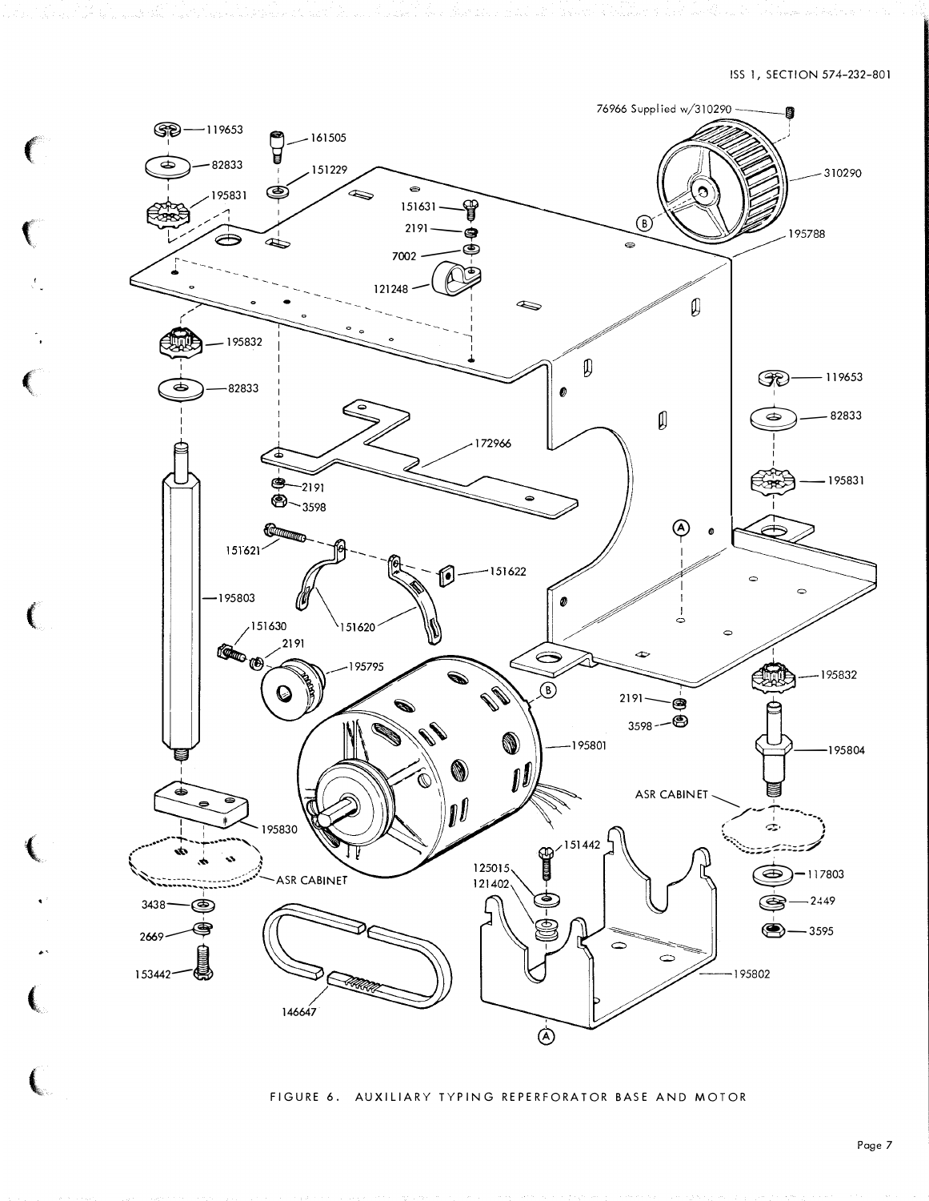FIGURE 6. AUXILIARY TYPING REPERFORATOR BASE AND MOTOR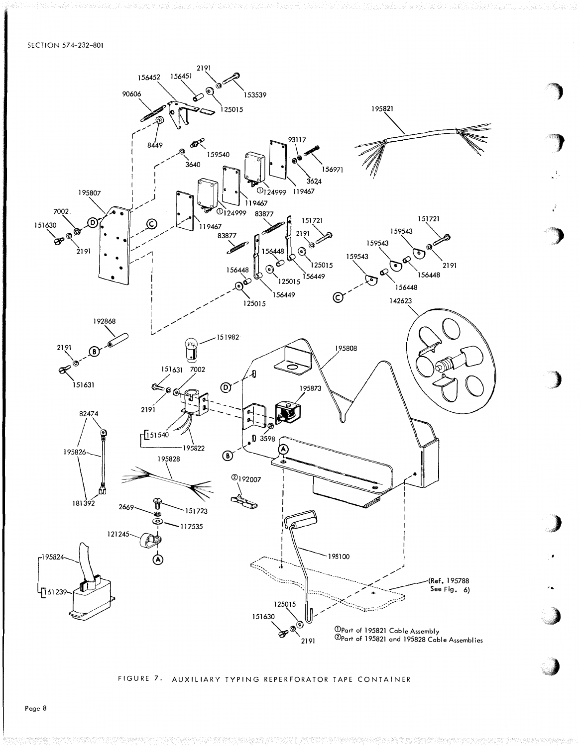①Part of 195821 Cable Assembly
②Part of 195821 and 195828 Cable Assemblies

FIGURE 7. AUXILIARY TYPING REPERFORATOR TAPE CONTAINER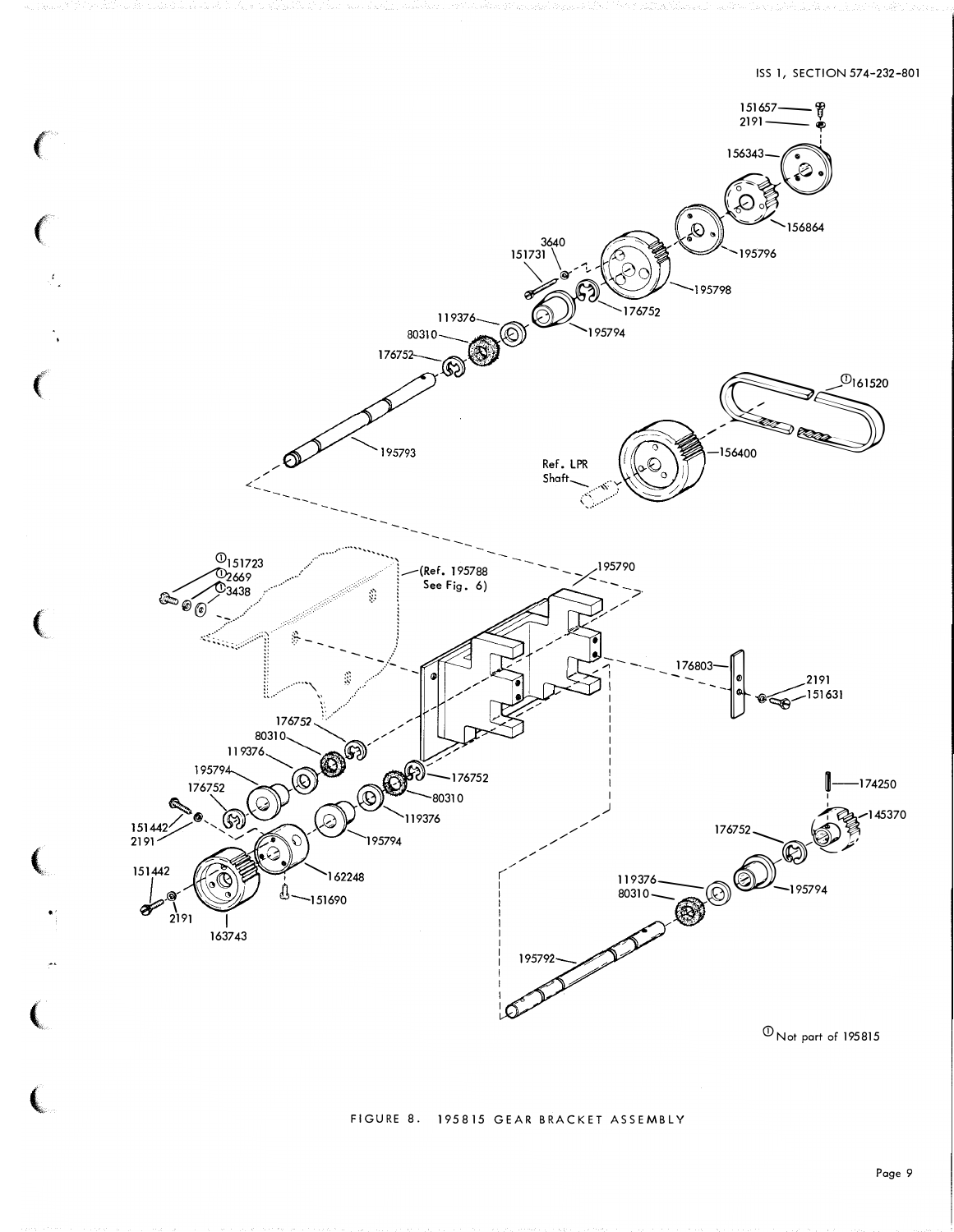①Not part of 195815

FIGURE 8. 195815 GEAR BRACKET ASSEMBLY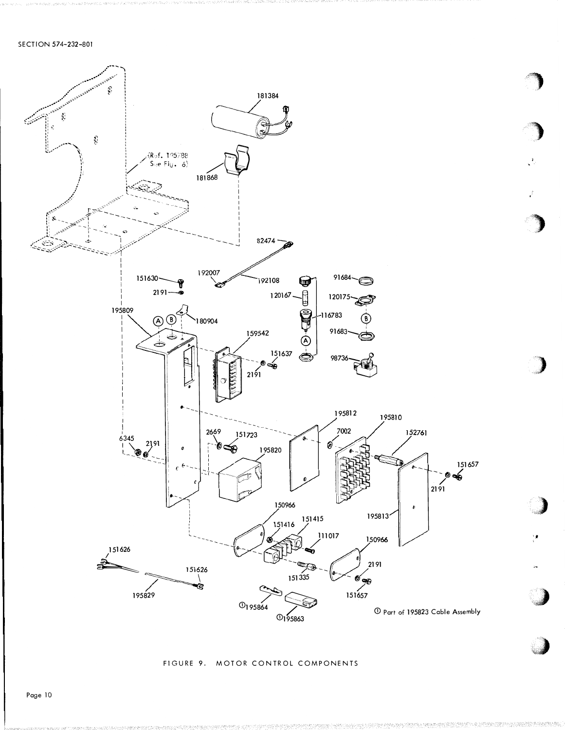① Part of 195823 Cable Assembly

FIGURE 9. MOTOR CONTROL COMPONENTS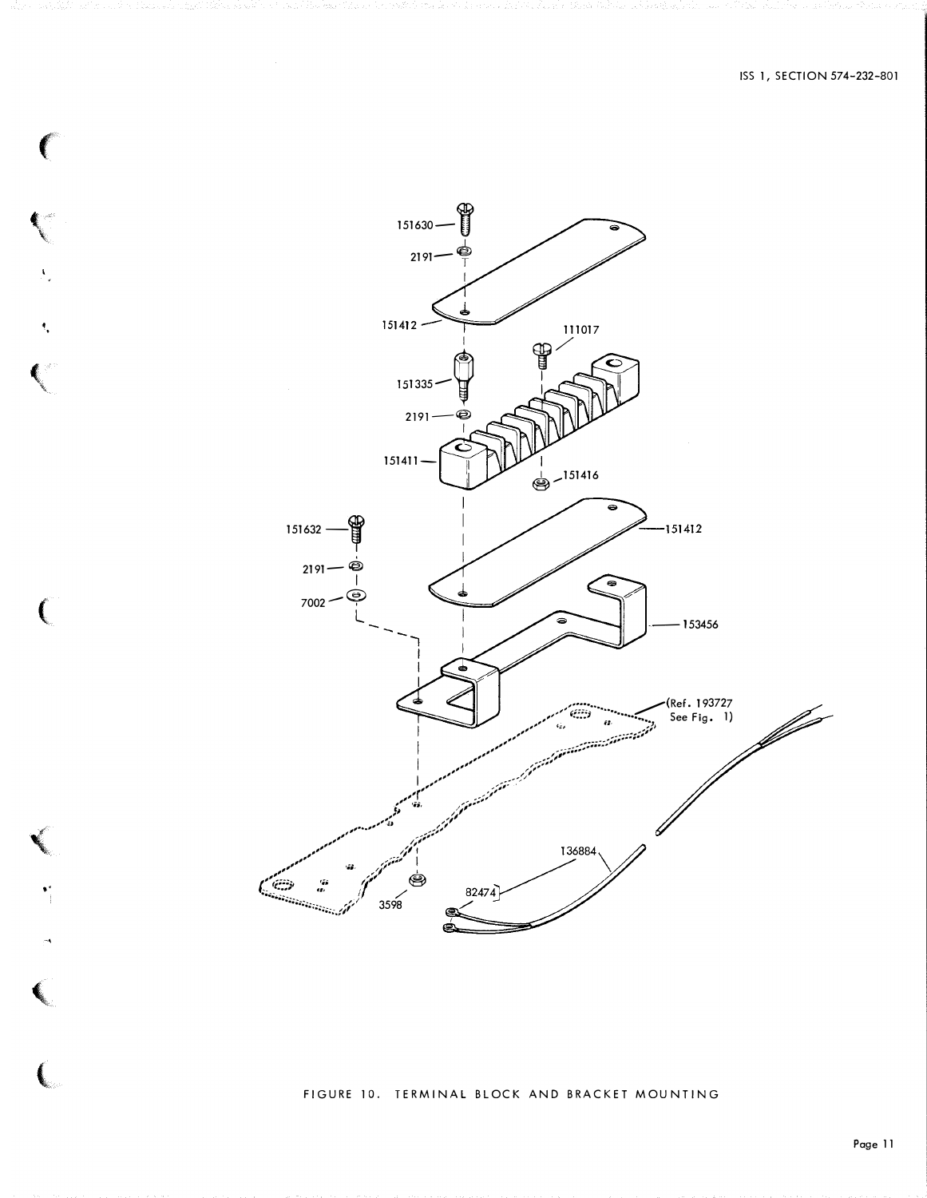151630

2191

151412

111017

151335

2191

151411

151416

151632

151412

2191

7002

153456

(Ref. 193727 See Fig. 1)

136884

82474

3598

FIGURE 10. TERMINAL BLOCK AND BRACKET MOUNTING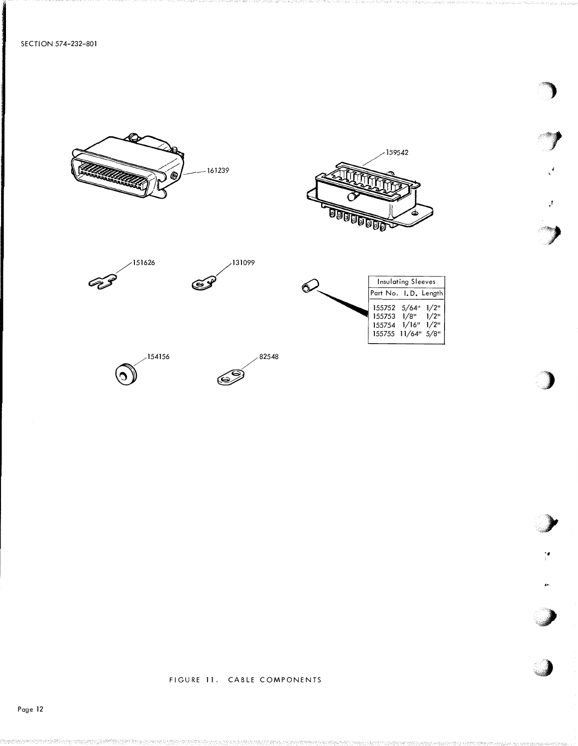161239

159542

151626

131099

| Insulating Sleeves | | |
|---|---|---|
| Part No. | I.D. | Length |
| 155752 | 5/64" | 1/2" |
| 155753 | 1/8" | 1/2" |
| 155754 | 1/16" | 1/2" |
| 155755 | 11/64" | 5/8" |

154156

82548

FIGURE 11. CABLE COMPONENTS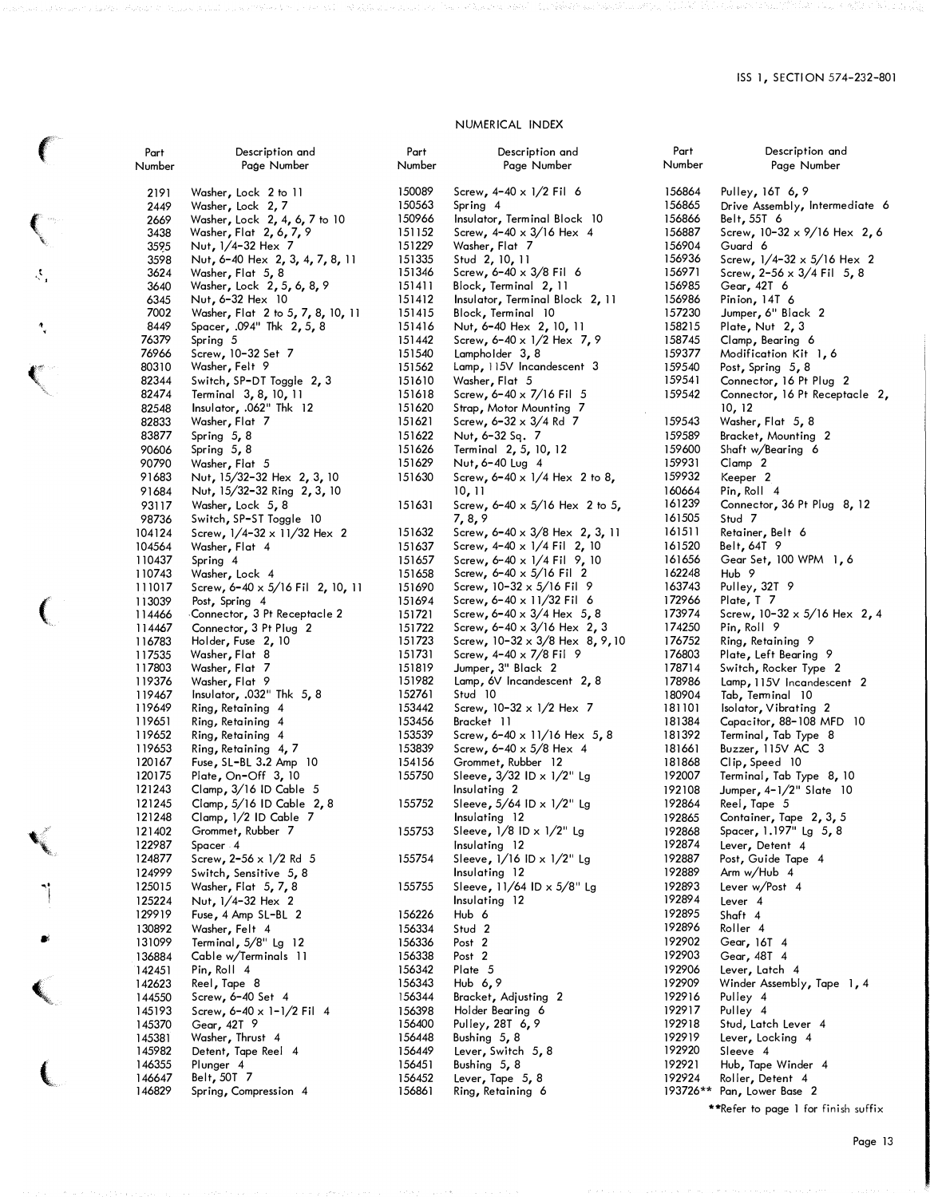# NUMERICAL INDEX

| Part Number | Description and Page Number |
|---|---|
| 2191 | Washer, Lock 2 to 11 |
| 2449 | Washer, Lock 2, 7 |
| 2669 | Washer, Lock 2, 4, 6, 7 to 10 |
| 3438 | Washer, Flat 2, 6, 7, 9 |
| 3595 | Nut, 1/4-32 Hex 7 |
| 3598 | Nut, 6-40 Hex 2, 3, 4, 7, 8, 11 |
| 3624 | Washer, Flat 5, 8 |
| 3640 | Washer, Lock 2, 5, 6, 8, 9 |
| 6345 | Nut, 6-32 Hex 10 |
| 7002 | Washer, Flat 2 to 5, 7, 8, 10, 11 |
| 8449 | Spacer, .094" Thk 2, 5, 8 |
| 76379 | Spring 5 |
| 76966 | Screw, 10-32 Set 7 |
| 80310 | Washer, Felt 9 |
| 82344 | Switch, SP-DT Toggle 2, 3 |
| 82474 | Terminal 3, 8, 10, 11 |
| 82548 | Insulator, .062" Thk 12 |
| 82833 | Washer, Flat 7 |
| 83877 | Spring 5, 8 |
| 90606 | Spring 5, 8 |
| 90790 | Washer, Flat 5 |
| 91683 | Nut, 15/32-32 Hex 2, 3, 10 |
| 91684 | Nut, 15/32-32 Ring 2, 3, 10 |
| 93117 | Washer, Lock 5, 8 |
| 98736 | Switch, SP-ST Toggle 10 |
| 104124 | Screw, 1/4-32 x 11/32 Hex 2 |
| 104564 | Washer, Flat 4 |
| 110437 | Spring 4 |
| 110743 | Washer, Lock 4 |
| 111017 | Screw, 6-40 x 5/16 Fil 2, 10, 11 |
| 113039 | Post, Spring 4 |
| 114466 | Connector, 3 Pt Receptacle 2 |
| 114467 | Connector, 3 Pt Plug 2 |
| 116783 | Holder, Fuse 2, 10 |
| 117535 | Washer, Flat 8 |
| 117803 | Washer, Flat 7 |
| 119376 | Washer, Flat 9 |
| 119467 | Insulator, .032" Thk 5, 8 |
| 119649 | Ring, Retaining 4 |
| 119651 | Ring, Retaining 4 |
| 119652 | Ring, Retaining 4 |
| 119653 | Ring, Retaining 4, 7 |
| 120167 | Fuse, SL-BL 3.2 Amp 10 |
| 120175 | Plate, On-Off 3, 10 |
| 121243 | Clamp, 3/16 ID Cable 5 |
| 121245 | Clamp, 5/16 ID Cable 2, 8 |
| 121248 | Clamp, 1/2 ID Cable 7 |
| 121402 | Grommet, Rubber 7 |
| 122987 | Spacer 4 |
| 124877 | Screw, 2-56 x 1/2 Rd 5 |
| 124999 | Switch, Sensitive 5, 8 |
| 125015 | Washer, Flat 5, 7, 8 |
| 125224 | Nut, 1/4-32 Hex 2 |
| 129919 | Fuse, 4 Amp SL-BL 2 |
| 130892 | Washer, Felt 4 |
| 131099 | Terminal, 5/8" Lg 12 |
| 136884 | Cable w/Terminals 11 |
| 142451 | Pin, Roll 4 |
| 142623 | Reel, Tape 8 |
| 144550 | Screw, 6-40 Set 4 |
| 145193 | Screw, 6-40 x 1-1/2 Fil 4 |
| 145370 | Gear, 42T 9 |
| 145381 | Washer, Thrust 4 |
| 145982 | Detent, Tape Reel 4 |
| 146355 | Plunger 4 |
| 146647 | Belt, 50T 7 |
| 146829 | Spring, Compression 4 |
| 150089 | Screw, 4-40 x 1/2 Fil 6 |
| 150563 | Spring 4 |
| 150966 | Insulator, Terminal Block 10 |
| 151152 | Screw, 4-40 x 3/16 Hex 4 |
| 151229 | Washer, Flat 7 |
| 151335 | Stud 2, 10, 11 |
| 151346 | Screw, 6-40 x 3/8 Fil 6 |
| 151411 | Block, Terminal 2, 11 |
| 151412 | Insulator, Terminal Block 2, 11 |
| 151415 | Block, Terminal 10 |
| 151416 | Nut, 6-40 Hex 2, 10, 11 |
| 151442 | Screw, 6-40 x 1/2 Hex 7, 9 |
| 151540 | Lampholder 3, 8 |
| 151562 | Lamp, 115V Incandescent 3 |
| 151610 | Washer, Flat 5 |
| 151618 | Screw, 6-40 x 7/16 Fil 5 |
| 151620 | Strap, Motor Mounting 7 |
| 151621 | Screw, 6-32 x 3/4 Rd 7 |
| 151622 | Nut, 6-32 Sq. 7 |
| 151626 | Terminal 2, 5, 10, 12 |
| 151629 | Nut, 6-40 Lug 4 |
| 151630 | Screw, 6-40 x 1/4 Hex 2 to 8, 10, 11 |
| 151631 | Screw, 6-40 x 5/16 Hex 2 to 5, 7, 8, 9 |
| 151632 | Screw, 6-40 x 3/8 Hex 2, 3, 11 |
| 151637 | Screw, 4-40 x 1/4 Fil 2, 10 |
| 151657 | Screw, 6-40 x 1/4 Fil 9, 10 |
| 151658 | Screw, 6-40 x 5/16 Fil 2 |
| 151690 | Screw, 10-32 x 5/16 Fil 9 |
| 151694 | Screw, 6-40 x 11/32 Fil 6 |
| 151721 | Screw, 6-40 x 3/4 Hex 5, 8 |
| 151722 | Screw, 6-40 x 3/16 Hex 2, 3 |
| 151723 | Screw, 10-32 x 3/8 Hex 8, 9, 10 |
| 151731 | Screw, 4-40 x 7/8 Fil 9 |
| 151819 | Jumper, 3" Black 2 |
| 151982 | Lamp, 6V Incandescent 2, 8 |
| 152761 | Stud 10 |
| 153442 | Screw, 10-32 x 1/2 Hex 7 |
| 153456 | Bracket 11 |
| 153539 | Screw, 6-40 x 11/16 Hex 5, 8 |
| 153839 | Screw, 6-40 x 5/8 Hex 4 |
| 154156 | Grommet, Rubber 12 |
| 155750 | Sleeve, 3/32 ID x 1/2" Lg Insulating 2 |
| 155752 | Sleeve, 5/64 ID x 1/2" Lg Insulating 12 |
| 155753 | Sleeve, 1/8 ID x 1/2" Lg Insulating 12 |
| 155754 | Sleeve, 1/16 ID x 1/2" Lg Insulating 12 |
| 155755 | Sleeve, 11/64 ID x 5/8" Lg Insulating 12 |
| 156226 | Hub 6 |
| 156334 | Stud 2 |
| 156336 | Post 2 |
| 156338 | Post 2 |
| 156342 | Plate 5 |
| 156343 | Hub 6, 9 |
| 156344 | Bracket, Adjusting 2 |
| 156398 | Holder Bearing 6 |
| 156400 | Pulley, 28T 6, 9 |
| 156448 | Bushing 5, 8 |
| 156449 | Lever, Switch 5, 8 |
| 156451 | Bushing 5, 8 |
| 156452 | Lever, Tape 5, 8 |
| 156861 | Ring, Retaining 6 |
| 156864 | Pulley, 16T 6, 9 |
| 156865 | Drive Assembly, Intermediate 6 |
| 156866 | Belt, 55T 6 |
| 156887 | Screw, 10-32 x 9/16 Hex 2, 6 |
| 156904 | Guard 6 |
| 156936 | Screw, 1/4-32 x 5/16 Hex 2 |
| 156971 | Screw, 2-56 x 3/4 Fil 5, 8 |
| 156985 | Gear, 42T 6 |
| 156986 | Pinion, 14T 6 |
| 157230 | Jumper, 6" Black 2 |
| 158215 | Plate, Nut 2, 3 |
| 158745 | Clamp, Bearing 6 |
| 159377 | Modification Kit 1, 6 |
| 159540 | Post, Spring 5, 8 |
| 159541 | Connector, 16 Pt Plug 2 |
| 159542 | Connector, 16 Pt Receptacle 2, 10, 12 |
| 159543 | Washer, Flat 5, 8 |
| 159589 | Bracket, Mounting 2 |
| 159600 | Shaft w/Bearing 6 |
| 159931 | Clamp 2 |
| 159932 | Keeper 2 |
| 160664 | Pin, Roll 4 |
| 161239 | Connector, 36 Pt Plug 8, 12 |
| 161505 | Stud 7 |
| 161511 | Retainer, Belt 6 |
| 161520 | Belt, 64T 9 |
| 161656 | Gear Set, 100 WPM 1, 6 |
| 162248 | Hub 9 |
| 163743 | Pulley, 32T 9 |
| 172966 | Plate, T 7 |
| 173974 | Screw, 10-32 x 5/16 Hex 2, 4 |
| 174250 | Pin, Roll 9 |
| 176752 | Ring, Retaining 9 |
| 176803 | Plate, Left Bearing 9 |
| 178714 | Switch, Rocker Type 2 |
| 178986 | Lamp, 115V Incandescent 2 |
| 180904 | Tab, Terminal 10 |
| 181101 | Isolator, Vibrating 2 |
| 181384 | Capacitor, 88-108 MFD 10 |
| 181392 | Terminal, Tab Type 8 |
| 181661 | Buzzer, 115V AC 3 |
| 181868 | Clip, Speed 10 |
| 192007 | Terminal, Tab Type 8, 10 |
| 192108 | Jumper, 4-1/2" Slate 10 |
| 192864 | Reel, Tape 5 |
| 192865 | Container, Tape 2, 3, 5 |
| 192868 | Spacer, 1.197" Lg 5, 8 |
| 192874 | Lever, Detent 4 |
| 192887 | Post, Guide Tape 4 |
| 192889 | Arm w/Hub 4 |
| 192893 | Lever w/Post 4 |
| 192894 | Lever 4 |
| 192895 | Shaft 4 |
| 192896 | Roller 4 |
| 192902 | Gear, 16T 4 |
| 192903 | Gear, 48T 4 |
| 192906 | Lever, Latch 4 |
| 192909 | Winder Assembly, Tape 1, 4 |
| 192916 | Pulley 4 |
| 192917 | Pulley 4 |
| 192918 | Stud, Latch Lever 4 |
| 192919 | Lever, Locking 4 |
| 192920 | Sleeve 4 |
| 192921 | Hub, Tape Winder 4 |
| 192924 | Roller, Detent 4 |
| 193726** | Pan, Lower Base 2 |

**Refer to page 1 for finish suffix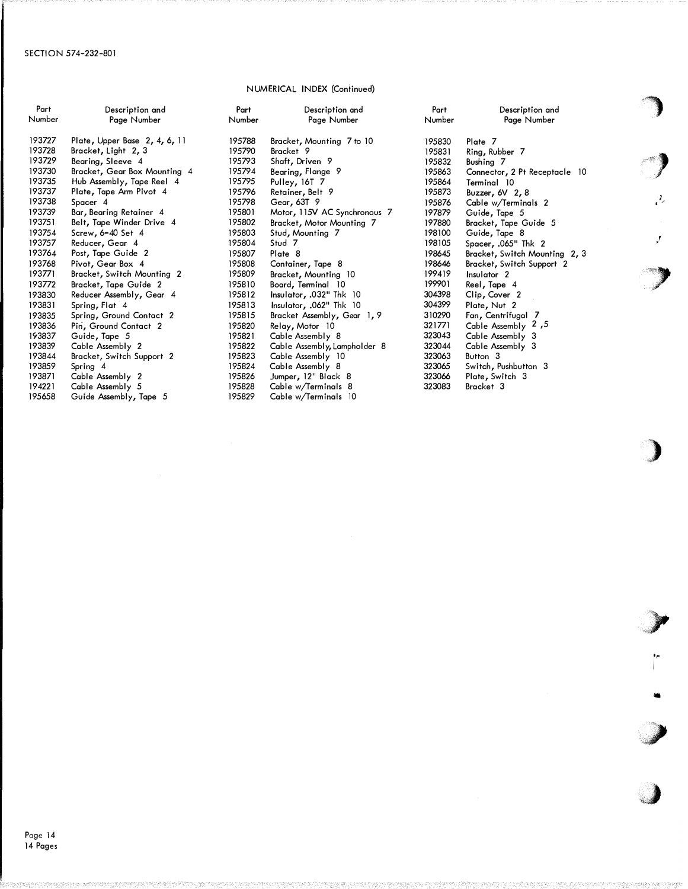## NUMERICAL INDEX (Continued)

| Part Number | Description and Page Number | Part Number | Description and Page Number | Part Number | Description and Page Number |
|---|---|---|---|---|---|
| 193727 | Plate, Upper Base 2, 4, 6, 11 | 195788 | Bracket, Mounting 7 to 10 | 195830 | Plate 7 |
| 193728 | Bracket, Light 2, 3 | 195790 | Bracket 9 | 195831 | Ring, Rubber 7 |
| 193729 | Bearing, Sleeve 4 | 195793 | Shaft, Driven 9 | 195832 | Bushing 7 |
| 193730 | Bracket, Gear Box Mounting 4 | 195794 | Bearing, Flange 9 | 195863 | Connector, 2 Pt Receptacle 10 |
| 193735 | Hub Assembly, Tape Reel 4 | 195795 | Pulley, 16T 7 | 195864 | Terminal 10 |
| 193737 | Plate, Tape Arm Pivot 4 | 195796 | Retainer, Belt 9 | 195873 | Buzzer, 6V 2, 8 |
| 193738 | Spacer 4 | 195798 | Gear, 63T 9 | 195876 | Cable w/Terminals 2 |
| 193739 | Bar, Bearing Retainer 4 | 195801 | Motor, 115V AC Synchronous 7 | 197879 | Guide, Tape 5 |
| 193751 | Belt, Tape Winder Drive 4 | 195802 | Bracket, Motor Mounting 7 | 197880 | Bracket, Tape Guide 5 |
| 193754 | Screw, 6-40 Set 4 | 195803 | Stud, Mounting 7 | 198100 | Guide, Tape 8 |
| 193757 | Reducer, Gear 4 | 195804 | Stud 7 | 198105 | Spacer, .065" Thk 2 |
| 193764 | Post, Tape Guide 2 | 195807 | Plate 8 | 198645 | Bracket, Switch Mounting 2, 3 |
| 193768 | Pivot, Gear Box 4 | 195808 | Container, Tape 8 | 198646 | Bracket, Switch Support 2 |
| 193771 | Bracket, Switch Mounting 2 | 195809 | Bracket, Mounting 10 | 199419 | Insulator 2 |
| 193772 | Bracket, Tape Guide 2 | 195810 | Board, Terminal 10 | 199901 | Reel, Tape 4 |
| 193830 | Reducer Assembly, Gear 4 | 195812 | Insulator, .032" Thk 10 | 304398 | Clip, Cover 2 |
| 193831 | Spring, Flat 4 | 195813 | Insulator, .062" Thk 10 | 304399 | Plate, Nut 2 |
| 193835 | Spring, Ground Contact 2 | 195815 | Bracket Assembly, Gear 1, 9 | 310290 | Fan, Centrifugal 7 |
| 193836 | Pin, Ground Contact 2 | 195820 | Relay, Motor 10 | 321771 | Cable Assembly 2, 5 |
| 193837 | Guide, Tape 5 | 195821 | Cable Assembly 8 | 323043 | Cable Assembly 3 |
| 193839 | Cable Assembly 2 | 195822 | Cable Assembly, Lampholder 8 | 323044 | Cable Assembly 3 |
| 193844 | Bracket, Switch Support 2 | 195823 | Cable Assembly 10 | 323063 | Button 3 |
| 193859 | Spring 4 | 195824 | Cable Assembly 8 | 323065 | Switch, Pushbutton 3 |
| 193871 | Cable Assembly 2 | 195826 | Jumper, 12" Black 8 | 323066 | Plate, Switch 3 |
| 194221 | Cable Assembly 5 | 195828 | Cable w/Terminals 8 | 323083 | Bracket 3 |
| 195658 | Guide Assembly, Tape 5 | 195829 | Cable w/Terminals 10 | | |